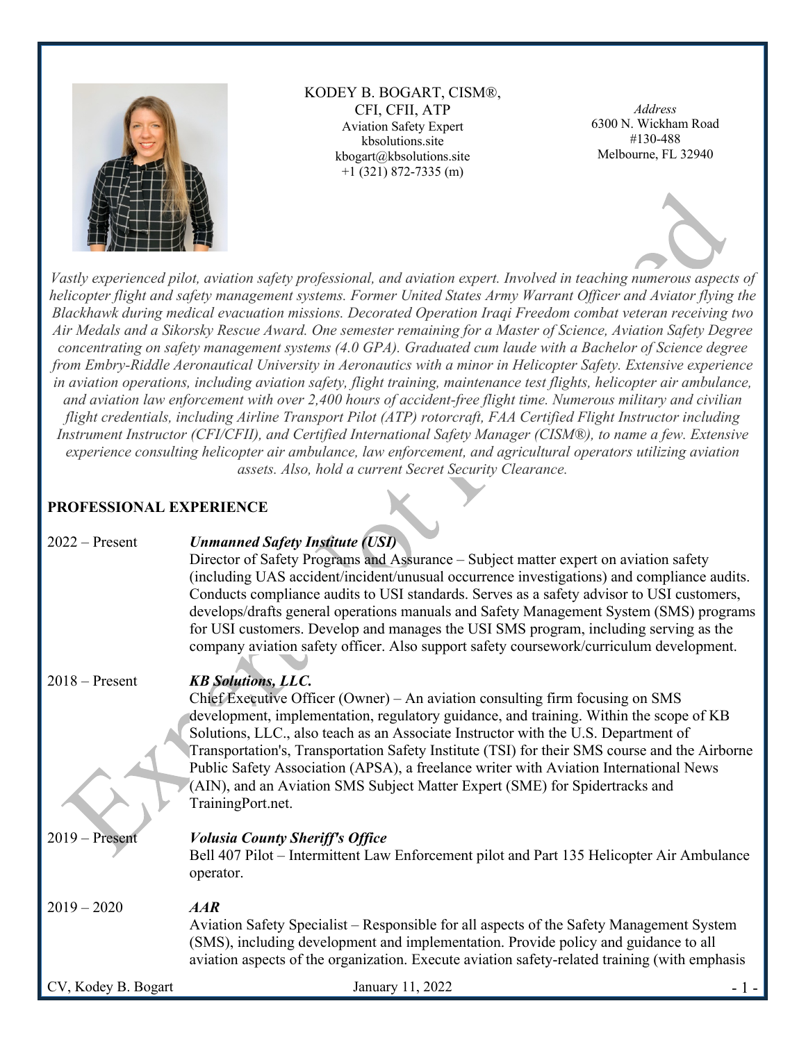# KODEY B. BOGART, CISM®, CFI, CFII, ATP

Aviation Safety Expert
kbsolutions.site
kbogart@kbsolutions.site
+1 (321) 872-7335 (m)

*Address*
6300 N. Wickham Road
#130-488
Melbourne, FL 32940

*Vastly experienced pilot, aviation safety professional, and aviation expert. Involved in teaching numerous aspects of helicopter flight and safety management systems. Former United States Army Warrant Officer and Aviator flying the Blackhawk during medical evacuation missions. Decorated Operation Iraqi Freedom combat veteran receiving two Air Medals and a Sikorsky Rescue Award. One semester remaining for a Master of Science, Aviation Safety Degree concentrating on safety management systems (4.0 GPA). Graduated cum laude with a Bachelor of Science degree from Embry-Riddle Aeronautical University in Aeronautics with a minor in Helicopter Safety. Extensive experience in aviation operations, including aviation safety, flight training, maintenance test flights, helicopter air ambulance, and aviation law enforcement with over 2,400 hours of accident-free flight time. Numerous military and civilian flight credentials, including Airline Transport Pilot (ATP) rotorcraft, FAA Certified Flight Instructor including Instrument Instructor (CFI/CFII), and Certified International Safety Manager (CISM®), to name a few. Extensive experience consulting helicopter air ambulance, law enforcement, and agricultural operators utilizing aviation assets. Also, hold a current Secret Security Clearance.*

## PROFESSIONAL EXPERIENCE

**2022 – Present** — ***Unmanned Safety Institute (USI)***
Director of Safety Programs and Assurance – Subject matter expert on aviation safety (including UAS accident/incident/unusual occurrence investigations) and compliance audits. Conducts compliance audits to USI standards. Serves as a safety advisor to USI customers, develops/drafts general operations manuals and Safety Management System (SMS) programs for USI customers. Develop and manages the USI SMS program, including serving as the company aviation safety officer. Also support safety coursework/curriculum development.

**2018 – Present** — ***KB Solutions, LLC.***
Chief Executive Officer (Owner) – An aviation consulting firm focusing on SMS development, implementation, regulatory guidance, and training. Within the scope of KB Solutions, LLC., also teach as an Associate Instructor with the U.S. Department of Transportation's, Transportation Safety Institute (TSI) for their SMS course and the Airborne Public Safety Association (APSA), a freelance writer with Aviation International News (AIN), and an Aviation SMS Subject Matter Expert (SME) for Spidertracks and TrainingPort.net.

**2019 – Present** — ***Volusia County Sheriff's Office***
Bell 407 Pilot – Intermittent Law Enforcement pilot and Part 135 Helicopter Air Ambulance operator.

**2019 – 2020** — ***AAR***
Aviation Safety Specialist – Responsible for all aspects of the Safety Management System (SMS), including development and implementation. Provide policy and guidance to all aviation aspects of the organization. Execute aviation safety-related training (with emphasis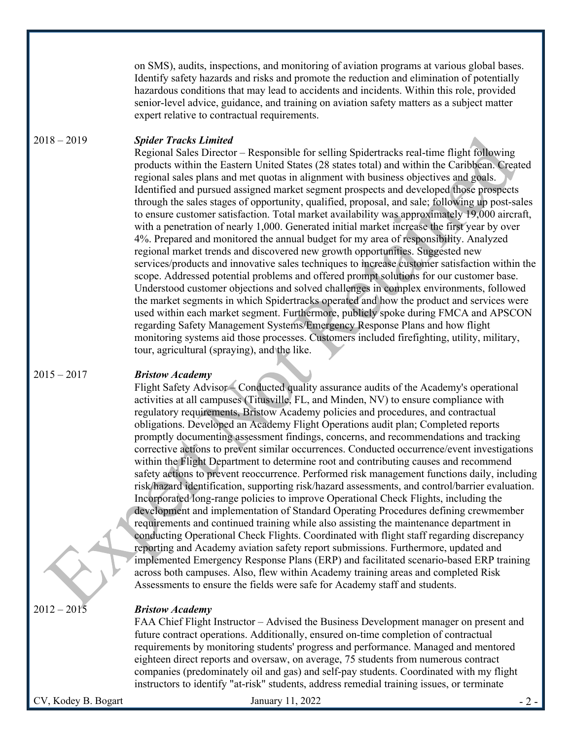on SMS), audits, inspections, and monitoring of aviation programs at various global bases. Identify safety hazards and risks and promote the reduction and elimination of potentially hazardous conditions that may lead to accidents and incidents. Within this role, provided senior-level advice, guidance, and training on aviation safety matters as a subject matter expert relative to contractual requirements.

2018 – 2019 ***Spider Tracks Limited***

Regional Sales Director – Responsible for selling Spidertracks real-time flight following products within the Eastern United States (28 states total) and within the Caribbean. Created regional sales plans and met quotas in alignment with business objectives and goals. Identified and pursued assigned market segment prospects and developed those prospects through the sales stages of opportunity, qualified, proposal, and sale; following up post-sales to ensure customer satisfaction. Total market availability was approximately 19,000 aircraft, with a penetration of nearly 1,000. Generated initial market increase the first year by over 4%. Prepared and monitored the annual budget for my area of responsibility. Analyzed regional market trends and discovered new growth opportunities. Suggested new services/products and innovative sales techniques to increase customer satisfaction within the scope. Addressed potential problems and offered prompt solutions for our customer base. Understood customer objections and solved challenges in complex environments, followed the market segments in which Spidertracks operated and how the product and services were used within each market segment. Furthermore, publicly spoke during FMCA and APSCON regarding Safety Management Systems/Emergency Response Plans and how flight monitoring systems aid those processes. Customers included firefighting, utility, military, tour, agricultural (spraying), and the like.

2015 – 2017 ***Bristow Academy***

Flight Safety Advisor – Conducted quality assurance audits of the Academy's operational activities at all campuses (Titusville, FL, and Minden, NV) to ensure compliance with regulatory requirements, Bristow Academy policies and procedures, and contractual obligations. Developed an Academy Flight Operations audit plan; Completed reports promptly documenting assessment findings, concerns, and recommendations and tracking corrective actions to prevent similar occurrences. Conducted occurrence/event investigations within the Flight Department to determine root and contributing causes and recommend safety actions to prevent reoccurrence. Performed risk management functions daily, including risk/hazard identification, supporting risk/hazard assessments, and control/barrier evaluation. Incorporated long-range policies to improve Operational Check Flights, including the development and implementation of Standard Operating Procedures defining crewmember requirements and continued training while also assisting the maintenance department in conducting Operational Check Flights. Coordinated with flight staff regarding discrepancy reporting and Academy aviation safety report submissions. Furthermore, updated and implemented Emergency Response Plans (ERP) and facilitated scenario-based ERP training across both campuses. Also, flew within Academy training areas and completed Risk Assessments to ensure the fields were safe for Academy staff and students.

2012 – 2015 ***Bristow Academy***

FAA Chief Flight Instructor – Advised the Business Development manager on present and future contract operations. Additionally, ensured on-time completion of contractual requirements by monitoring students' progress and performance. Managed and mentored eighteen direct reports and oversaw, on average, 75 students from numerous contract companies (predominately oil and gas) and self-pay students. Coordinated with my flight instructors to identify "at-risk" students, address remedial training issues, or terminate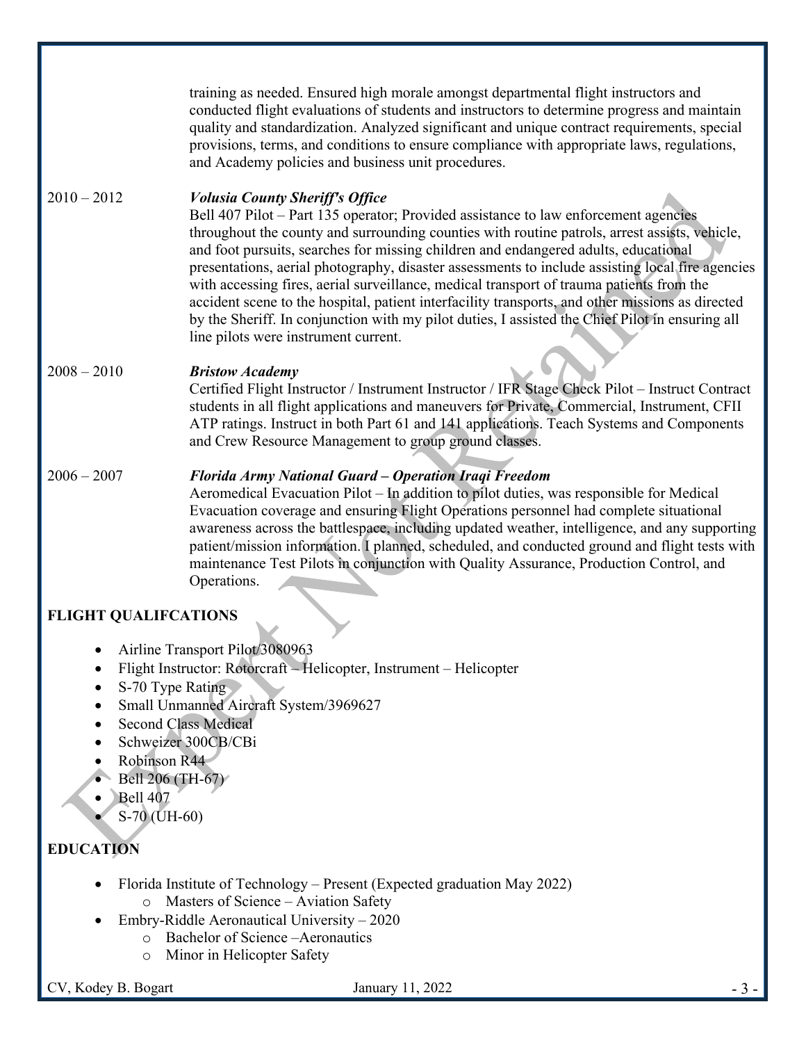training as needed. Ensured high morale amongst departmental flight instructors and conducted flight evaluations of students and instructors to determine progress and maintain quality and standardization. Analyzed significant and unique contract requirements, special provisions, terms, and conditions to ensure compliance with appropriate laws, regulations, and Academy policies and business unit procedures.

2010 – 2012 ***Volusia County Sheriff's Office***

Bell 407 Pilot – Part 135 operator; Provided assistance to law enforcement agencies throughout the county and surrounding counties with routine patrols, arrest assists, vehicle, and foot pursuits, searches for missing children and endangered adults, educational presentations, aerial photography, disaster assessments to include assisting local fire agencies with accessing fires, aerial surveillance, medical transport of trauma patients from the accident scene to the hospital, patient interfacility transports, and other missions as directed by the Sheriff. In conjunction with my pilot duties, I assisted the Chief Pilot in ensuring all line pilots were instrument current.

2008 – 2010 ***Bristow Academy***

Certified Flight Instructor / Instrument Instructor / IFR Stage Check Pilot – Instruct Contract students in all flight applications and maneuvers for Private, Commercial, Instrument, CFII ATP ratings. Instruct in both Part 61 and 141 applications. Teach Systems and Components and Crew Resource Management to group ground classes.

2006 – 2007 ***Florida Army National Guard – Operation Iraqi Freedom***

Aeromedical Evacuation Pilot – In addition to pilot duties, was responsible for Medical Evacuation coverage and ensuring Flight Operations personnel had complete situational awareness across the battlespace, including updated weather, intelligence, and any supporting patient/mission information. I planned, scheduled, and conducted ground and flight tests with maintenance Test Pilots in conjunction with Quality Assurance, Production Control, and Operations.

## FLIGHT QUALIFCATIONS

- Airline Transport Pilot/3080963
- Flight Instructor: Rotorcraft – Helicopter, Instrument – Helicopter
- S-70 Type Rating
- Small Unmanned Aircraft System/3969627
- Second Class Medical
- Schweizer 300CB/CBi
- Robinson R44
- Bell 206 (TH-67)
- Bell 407
- S-70 (UH-60)

## EDUCATION

- Florida Institute of Technology – Present (Expected graduation May 2022)
  - Masters of Science – Aviation Safety
- Embry-Riddle Aeronautical University – 2020
  - Bachelor of Science –Aeronautics
  - Minor in Helicopter Safety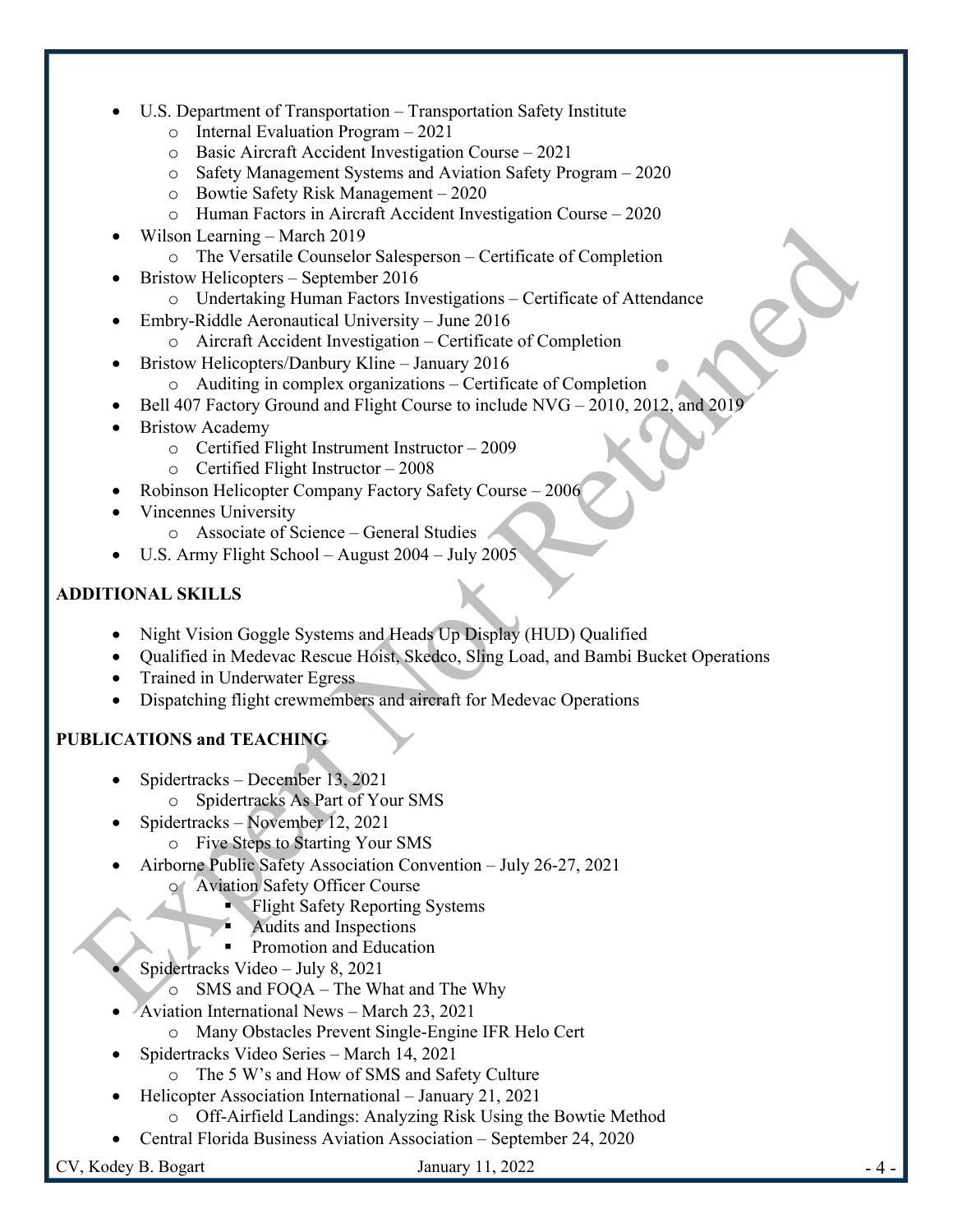- U.S. Department of Transportation – Transportation Safety Institute
    - Internal Evaluation Program – 2021
    - Basic Aircraft Accident Investigation Course – 2021
    - Safety Management Systems and Aviation Safety Program – 2020
    - Bowtie Safety Risk Management – 2020
    - Human Factors in Aircraft Accident Investigation Course – 2020
- Wilson Learning – March 2019
    - The Versatile Counselor Salesperson – Certificate of Completion
- Bristow Helicopters – September 2016
    - Undertaking Human Factors Investigations – Certificate of Attendance
- Embry-Riddle Aeronautical University – June 2016
    - Aircraft Accident Investigation – Certificate of Completion
- Bristow Helicopters/Danbury Kline – January 2016
    - Auditing in complex organizations – Certificate of Completion
- Bell 407 Factory Ground and Flight Course to include NVG – 2010, 2012, and 2019
- Bristow Academy
    - Certified Flight Instrument Instructor – 2009
    - Certified Flight Instructor – 2008
- Robinson Helicopter Company Factory Safety Course – 2006
- Vincennes University
    - Associate of Science – General Studies
- U.S. Army Flight School – August 2004 – July 2005

## ADDITIONAL SKILLS

- Night Vision Goggle Systems and Heads Up Display (HUD) Qualified
- Qualified in Medevac Rescue Hoist, Skedco, Sling Load, and Bambi Bucket Operations
- Trained in Underwater Egress
- Dispatching flight crewmembers and aircraft for Medevac Operations

## PUBLICATIONS and TEACHING

- Spidertracks – December 13, 2021
    - Spidertracks As Part of Your SMS
- Spidertracks – November 12, 2021
    - Five Steps to Starting Your SMS
- Airborne Public Safety Association Convention – July 26-27, 2021
    - Aviation Safety Officer Course
        - Flight Safety Reporting Systems
        - Audits and Inspections
        - Promotion and Education
- Spidertracks Video – July 8, 2021
    - SMS and FOQA – The What and The Why
- Aviation International News – March 23, 2021
    - Many Obstacles Prevent Single-Engine IFR Helo Cert
- Spidertracks Video Series – March 14, 2021
    - The 5 W's and How of SMS and Safety Culture
- Helicopter Association International – January 21, 2021
    - Off-Airfield Landings: Analyzing Risk Using the Bowtie Method
- Central Florida Business Aviation Association – September 24, 2020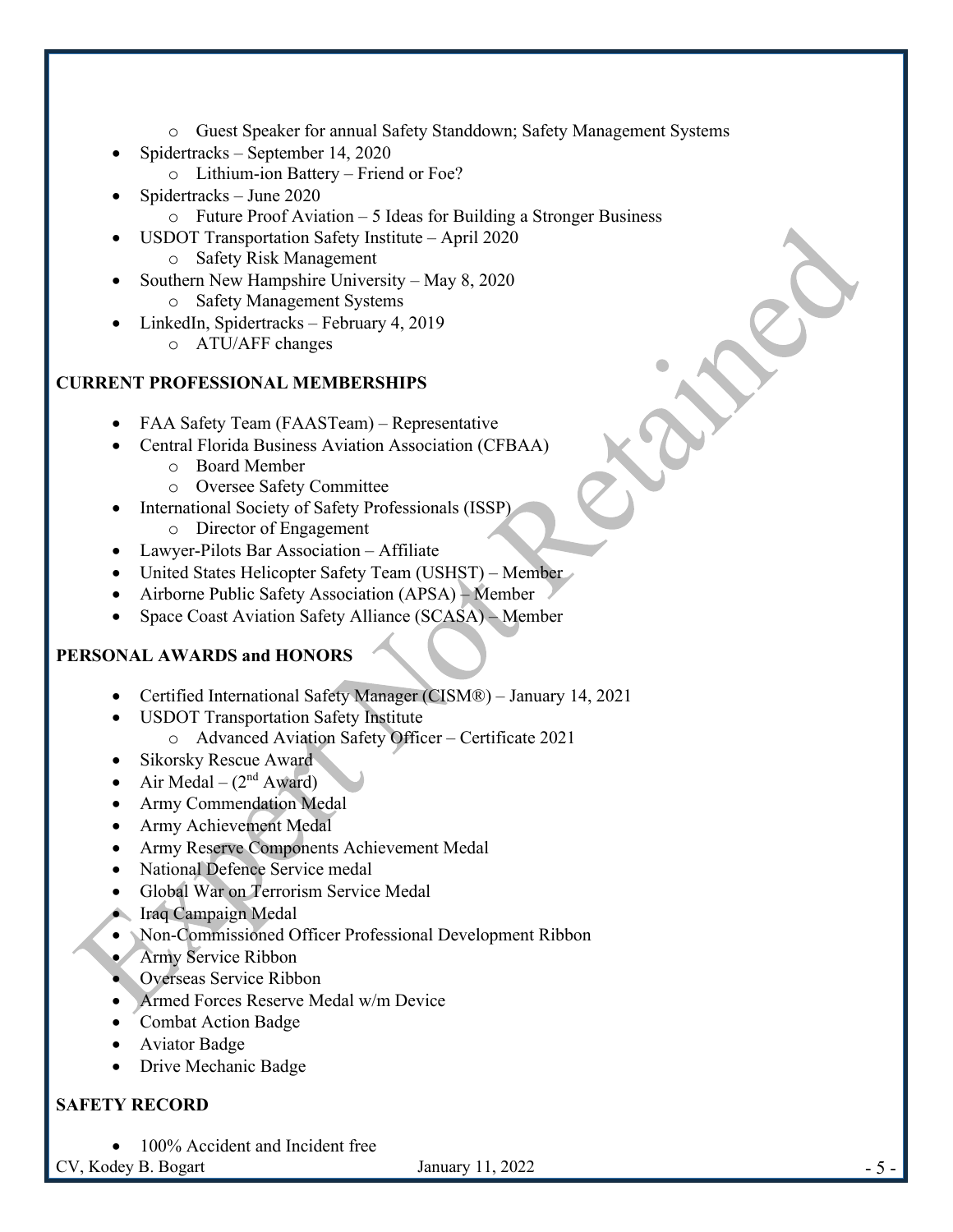- Guest Speaker for annual Safety Standdown; Safety Management Systems
- Spidertracks – September 14, 2020
  - Lithium-ion Battery – Friend or Foe?
- Spidertracks – June 2020
  - Future Proof Aviation – 5 Ideas for Building a Stronger Business
- USDOT Transportation Safety Institute – April 2020
  - Safety Risk Management
- Southern New Hampshire University – May 8, 2020
  - Safety Management Systems
- LinkedIn, Spidertracks – February 4, 2019
  - ATU/AFF changes

## CURRENT PROFESSIONAL MEMBERSHIPS

- FAA Safety Team (FAASTeam) – Representative
- Central Florida Business Aviation Association (CFBAA)
  - Board Member
  - Oversee Safety Committee
- International Society of Safety Professionals (ISSP)
  - Director of Engagement
- Lawyer-Pilots Bar Association – Affiliate
- United States Helicopter Safety Team (USHST) – Member
- Airborne Public Safety Association (APSA) – Member
- Space Coast Aviation Safety Alliance (SCASA) – Member

## PERSONAL AWARDS and HONORS

- Certified International Safety Manager (CISM®) – January 14, 2021
- USDOT Transportation Safety Institute
  - Advanced Aviation Safety Officer – Certificate 2021
- Sikorsky Rescue Award
- Air Medal – (2nd Award)
- Army Commendation Medal
- Army Achievement Medal
- Army Reserve Components Achievement Medal
- National Defence Service medal
- Global War on Terrorism Service Medal
- Iraq Campaign Medal
- Non-Commissioned Officer Professional Development Ribbon
- Army Service Ribbon
- Overseas Service Ribbon
- Armed Forces Reserve Medal w/m Device
- Combat Action Badge
- Aviator Badge
- Drive Mechanic Badge

## SAFETY RECORD

- 100% Accident and Incident free

Expert Not Retained